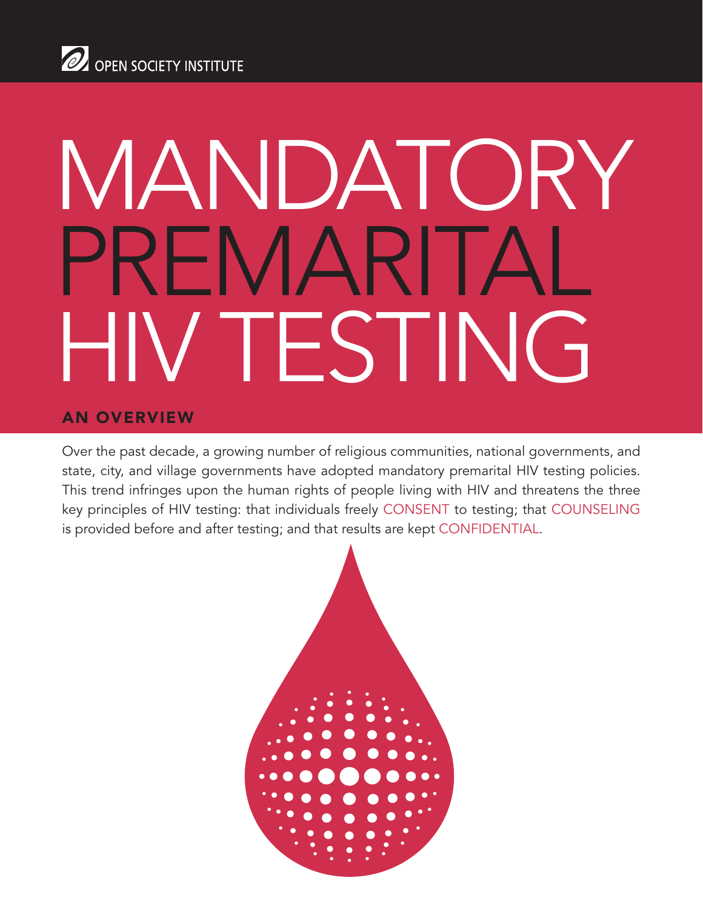OPEN SOCIETY INSTITUTE

# MANDATORY PREMARITAL HIV TESTING

## AN OVERVIEW

Over the past decade, a growing number of religious communities, national governments, and state, city, and village governments have adopted mandatory premarital HIV testing policies. This trend infringes upon the human rights of people living with HIV and threatens the three key principles of HIV testing: that individuals freely CONSENT to testing; that COUNSELING is provided before and after testing; and that results are kept CONFIDENTIAL.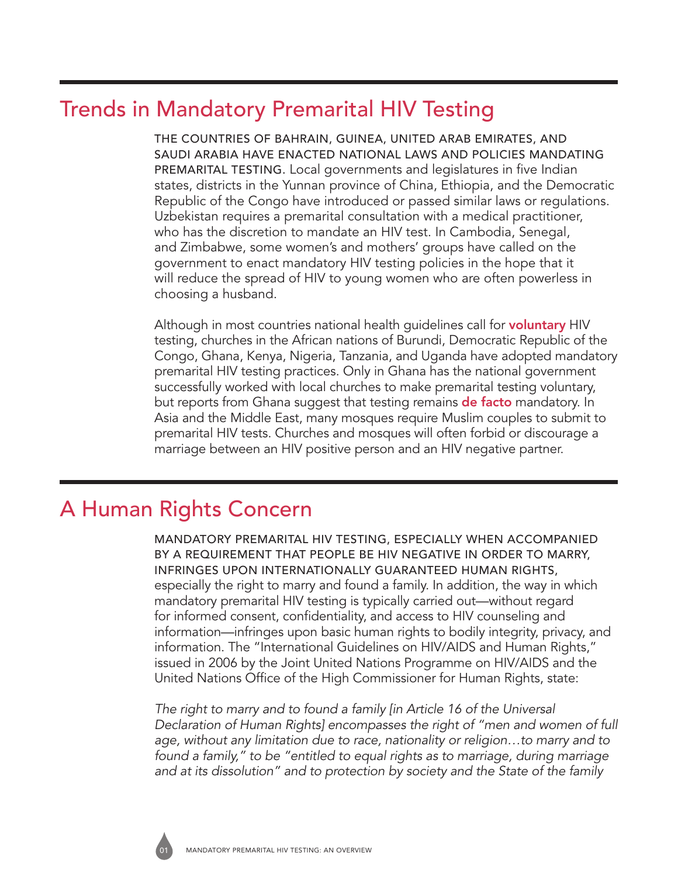## Trends in Mandatory Premarital HIV Testing

THE COUNTRIES OF BAHRAIN, GUINEA, UNITED ARAB EMIRATES, AND SAUDI ARABIA HAVE ENACTED NATIONAL LAWS AND POLICIES MANDATING PREMARITAL TESTING. Local governments and legislatures in five Indian states, districts in the Yunnan province of China, Ethiopia, and the Democratic Republic of the Congo have introduced or passed similar laws or regulations. Uzbekistan requires a premarital consultation with a medical practitioner, who has the discretion to mandate an HIV test. In Cambodia, Senegal, and Zimbabwe, some women's and mothers' groups have called on the government to enact mandatory HIV testing policies in the hope that it will reduce the spread of HIV to young women who are often powerless in choosing a husband.

Although in most countries national health guidelines call for **voluntary** HIV testing, churches in the African nations of Burundi, Democratic Republic of the Congo, Ghana, Kenya, Nigeria, Tanzania, and Uganda have adopted mandatory premarital HIV testing practices. Only in Ghana has the national government successfully worked with local churches to make premarital testing voluntary, but reports from Ghana suggest that testing remains **de facto** mandatory. In Asia and the Middle East, many mosques require Muslim couples to submit to premarital HIV tests. Churches and mosques will often forbid or discourage a marriage between an HIV positive person and an HIV negative partner.

## A Human Rights Concern

MANDATORY PREMARITAL HIV TESTING, ESPECIALLY WHEN ACCOMPANIED BY A REQUIREMENT THAT PEOPLE BE HIV NEGATIVE IN ORDER TO MARRY, INFRINGES UPON INTERNATIONALLY GUARANTEED HUMAN RIGHTS, especially the right to marry and found a family. In addition, the way in which mandatory premarital HIV testing is typically carried out—without regard for informed consent, confidentiality, and access to HIV counseling and information—infringes upon basic human rights to bodily integrity, privacy, and information. The "International Guidelines on HIV/AIDS and Human Rights," issued in 2006 by the Joint United Nations Programme on HIV/AIDS and the United Nations Office of the High Commissioner for Human Rights, state:

*The right to marry and to found a family [in Article 16 of the Universal Declaration of Human Rights] encompasses the right of "men and women of full age, without any limitation due to race, nationality or religion…to marry and to found a family," to be "entitled to equal rights as to marriage, during marriage and at its dissolution" and to protection by society and the State of the family*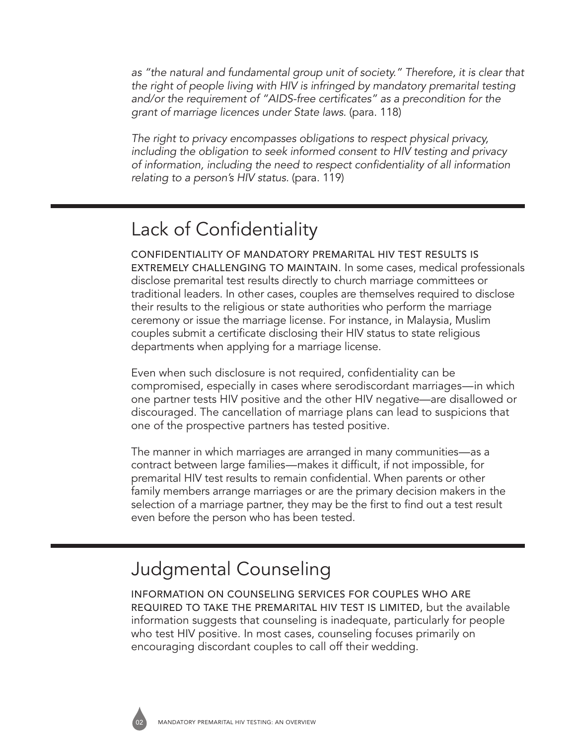*as "the natural and fundamental group unit of society." Therefore, it is clear that the right of people living with HIV is infringed by mandatory premarital testing and/or the requirement of "AIDS-free certificates" as a precondition for the grant of marriage licences under State laws.* (para. 118)

*The right to privacy encompasses obligations to respect physical privacy, including the obligation to seek informed consent to HIV testing and privacy of information, including the need to respect confidentiality of all information relating to a person's HIV status.* (para. 119)

## Lack of Confidentiality

CONFIDENTIALITY OF MANDATORY PREMARITAL HIV TEST RESULTS IS EXTREMELY CHALLENGING TO MAINTAIN. In some cases, medical professionals disclose premarital test results directly to church marriage committees or traditional leaders. In other cases, couples are themselves required to disclose their results to the religious or state authorities who perform the marriage ceremony or issue the marriage license. For instance, in Malaysia, Muslim couples submit a certificate disclosing their HIV status to state religious departments when applying for a marriage license.

Even when such disclosure is not required, confidentiality can be compromised, especially in cases where serodiscordant marriages—in which one partner tests HIV positive and the other HIV negative—are disallowed or discouraged. The cancellation of marriage plans can lead to suspicions that one of the prospective partners has tested positive.

The manner in which marriages are arranged in many communities—as a contract between large families—makes it difficult, if not impossible, for premarital HIV test results to remain confidential. When parents or other family members arrange marriages or are the primary decision makers in the selection of a marriage partner, they may be the first to find out a test result even before the person who has been tested.

## Judgmental Counseling

INFORMATION ON COUNSELING SERVICES FOR COUPLES WHO ARE REQUIRED TO TAKE THE PREMARITAL HIV TEST IS LIMITED, but the available information suggests that counseling is inadequate, particularly for people who test HIV positive. In most cases, counseling focuses primarily on encouraging discordant couples to call off their wedding.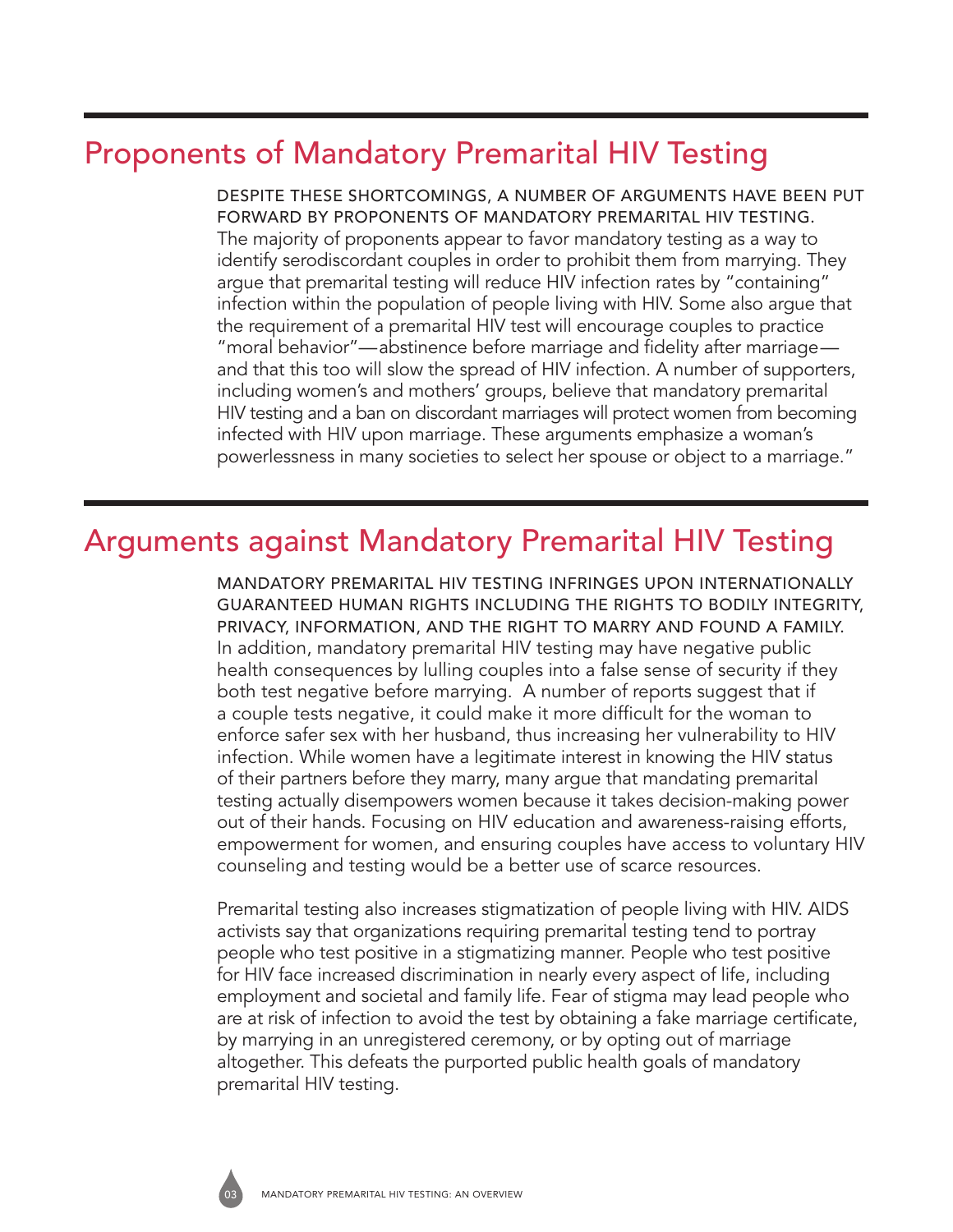## Proponents of Mandatory Premarital HIV Testing

DESPITE THESE SHORTCOMINGS, A NUMBER OF ARGUMENTS HAVE BEEN PUT FORWARD BY PROPONENTS OF MANDATORY PREMARITAL HIV TESTING. The majority of proponents appear to favor mandatory testing as a way to identify serodiscordant couples in order to prohibit them from marrying. They argue that premarital testing will reduce HIV infection rates by "containing" infection within the population of people living with HIV. Some also argue that the requirement of a premarital HIV test will encourage couples to practice "moral behavior"—abstinence before marriage and fidelity after marriage—and that this too will slow the spread of HIV infection. A number of supporters, including women's and mothers' groups, believe that mandatory premarital HIV testing and a ban on discordant marriages will protect women from becoming infected with HIV upon marriage. These arguments emphasize a woman's powerlessness in many societies to select her spouse or object to a marriage."

## Arguments against Mandatory Premarital HIV Testing

MANDATORY PREMARITAL HIV TESTING INFRINGES UPON INTERNATIONALLY GUARANTEED HUMAN RIGHTS INCLUDING THE RIGHTS TO BODILY INTEGRITY, PRIVACY, INFORMATION, AND THE RIGHT TO MARRY AND FOUND A FAMILY. In addition, mandatory premarital HIV testing may have negative public health consequences by lulling couples into a false sense of security if they both test negative before marrying. A number of reports suggest that if a couple tests negative, it could make it more difficult for the woman to enforce safer sex with her husband, thus increasing her vulnerability to HIV infection. While women have a legitimate interest in knowing the HIV status of their partners before they marry, many argue that mandating premarital testing actually disempowers women because it takes decision-making power out of their hands. Focusing on HIV education and awareness-raising efforts, empowerment for women, and ensuring couples have access to voluntary HIV counseling and testing would be a better use of scarce resources.

Premarital testing also increases stigmatization of people living with HIV. AIDS activists say that organizations requiring premarital testing tend to portray people who test positive in a stigmatizing manner. People who test positive for HIV face increased discrimination in nearly every aspect of life, including employment and societal and family life. Fear of stigma may lead people who are at risk of infection to avoid the test by obtaining a fake marriage certificate, by marrying in an unregistered ceremony, or by opting out of marriage altogether. This defeats the purported public health goals of mandatory premarital HIV testing.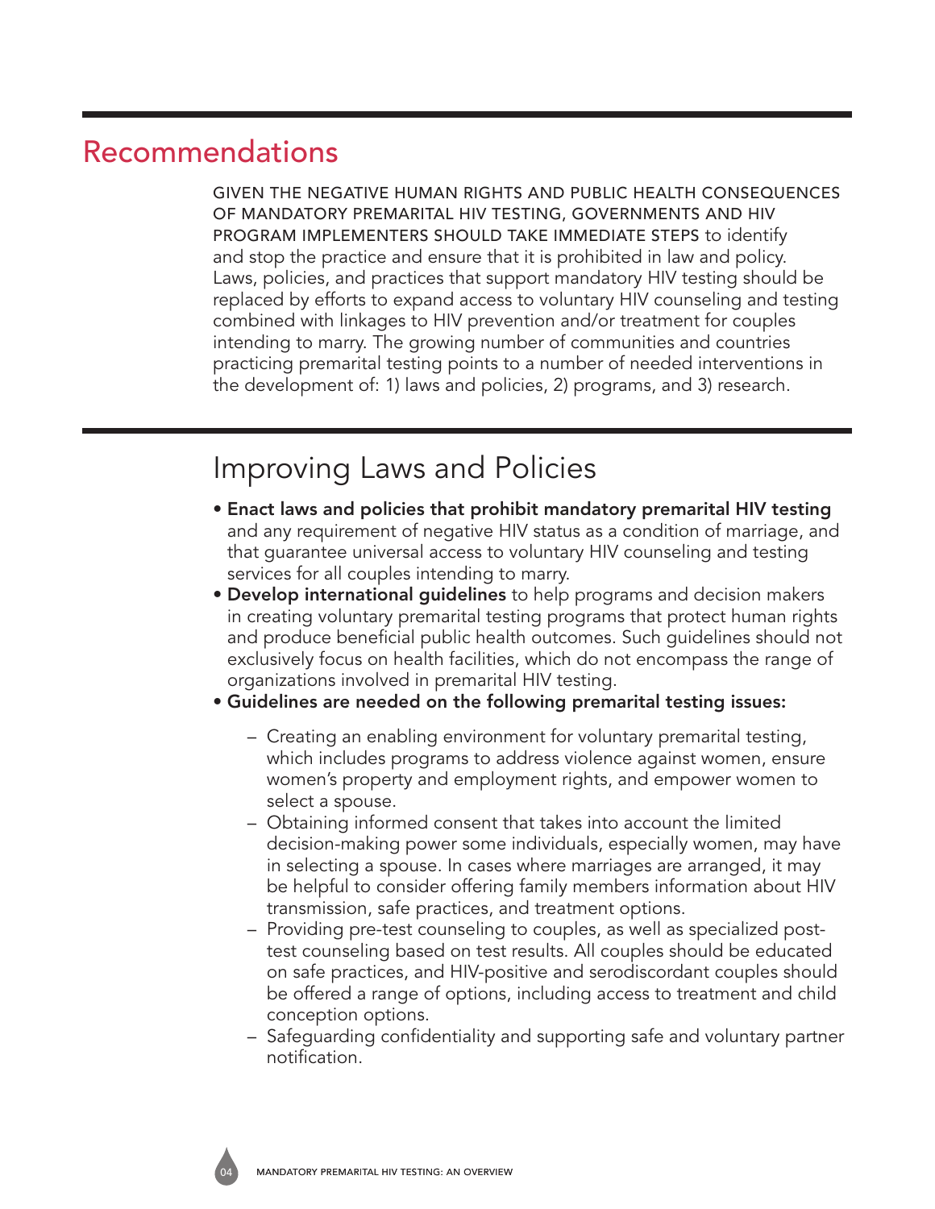## Recommendations

GIVEN THE NEGATIVE HUMAN RIGHTS AND PUBLIC HEALTH CONSEQUENCES OF MANDATORY PREMARITAL HIV TESTING, GOVERNMENTS AND HIV PROGRAM IMPLEMENTERS SHOULD TAKE IMMEDIATE STEPS to identify and stop the practice and ensure that it is prohibited in law and policy. Laws, policies, and practices that support mandatory HIV testing should be replaced by efforts to expand access to voluntary HIV counseling and testing combined with linkages to HIV prevention and/or treatment for couples intending to marry. The growing number of communities and countries practicing premarital testing points to a number of needed interventions in the development of: 1) laws and policies, 2) programs, and 3) research.

### Improving Laws and Policies

- **Enact laws and policies that prohibit mandatory premarital HIV testing** and any requirement of negative HIV status as a condition of marriage, and that guarantee universal access to voluntary HIV counseling and testing services for all couples intending to marry.
- **Develop international guidelines** to help programs and decision makers in creating voluntary premarital testing programs that protect human rights and produce beneficial public health outcomes. Such guidelines should not exclusively focus on health facilities, which do not encompass the range of organizations involved in premarital HIV testing.
- **Guidelines are needed on the following premarital testing issues:**
  - Creating an enabling environment for voluntary premarital testing, which includes programs to address violence against women, ensure women's property and employment rights, and empower women to select a spouse.
  - Obtaining informed consent that takes into account the limited decision-making power some individuals, especially women, may have in selecting a spouse. In cases where marriages are arranged, it may be helpful to consider offering family members information about HIV transmission, safe practices, and treatment options.
  - Providing pre-test counseling to couples, as well as specialized post-test counseling based on test results. All couples should be educated on safe practices, and HIV-positive and serodiscordant couples should be offered a range of options, including access to treatment and child conception options.
  - Safeguarding confidentiality and supporting safe and voluntary partner notification.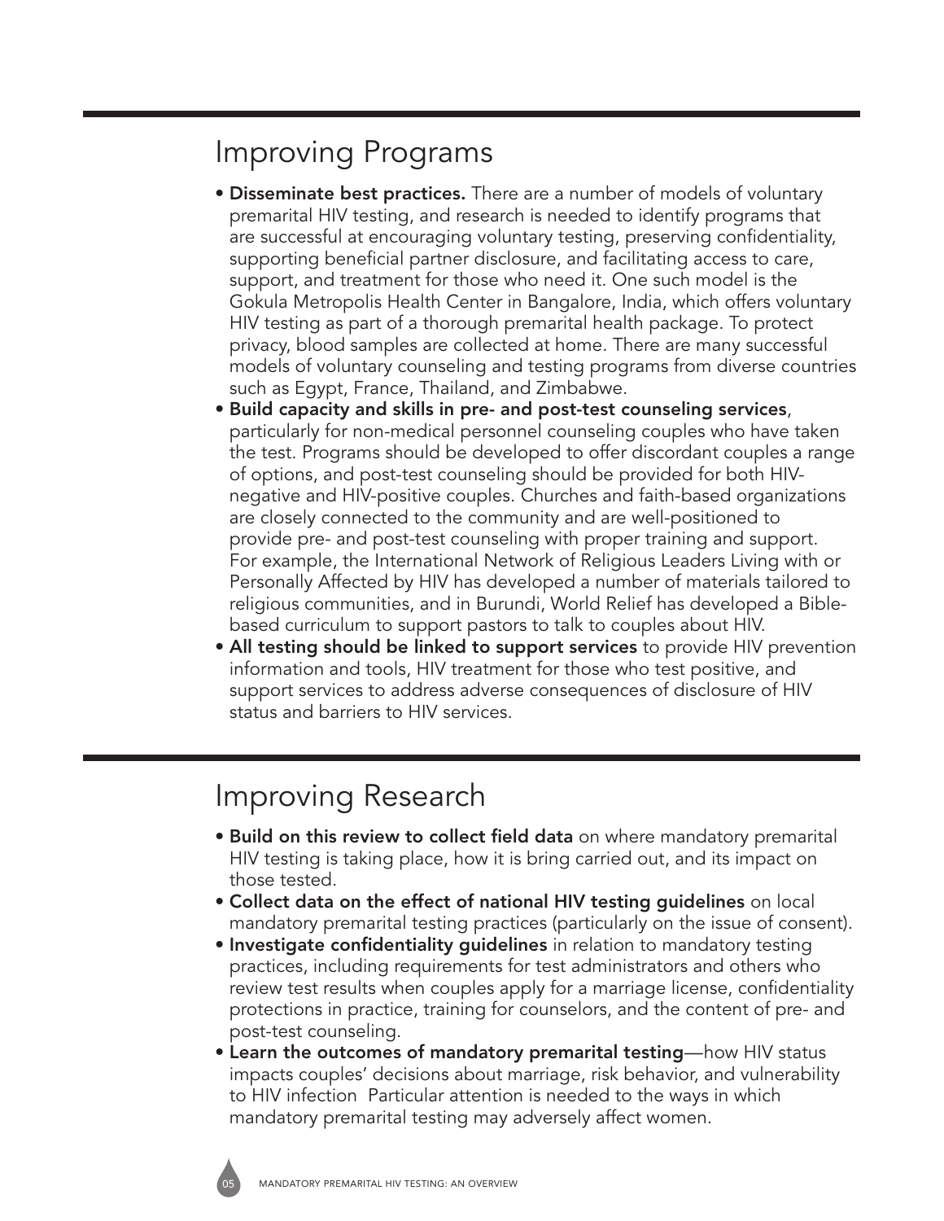## Improving Programs

- **Disseminate best practices.** There are a number of models of voluntary premarital HIV testing, and research is needed to identify programs that are successful at encouraging voluntary testing, preserving confidentiality, supporting beneficial partner disclosure, and facilitating access to care, support, and treatment for those who need it. One such model is the Gokula Metropolis Health Center in Bangalore, India, which offers voluntary HIV testing as part of a thorough premarital health package. To protect privacy, blood samples are collected at home. There are many successful models of voluntary counseling and testing programs from diverse countries such as Egypt, France, Thailand, and Zimbabwe.
- **Build capacity and skills in pre- and post-test counseling services**, particularly for non-medical personnel counseling couples who have taken the test. Programs should be developed to offer discordant couples a range of options, and post-test counseling should be provided for both HIV-negative and HIV-positive couples. Churches and faith-based organizations are closely connected to the community and are well-positioned to provide pre- and post-test counseling with proper training and support. For example, the International Network of Religious Leaders Living with or Personally Affected by HIV has developed a number of materials tailored to religious communities, and in Burundi, World Relief has developed a Bible-based curriculum to support pastors to talk to couples about HIV.
- **All testing should be linked to support services** to provide HIV prevention information and tools, HIV treatment for those who test positive, and support services to address adverse consequences of disclosure of HIV status and barriers to HIV services.

## Improving Research

- **Build on this review to collect field data** on where mandatory premarital HIV testing is taking place, how it is bring carried out, and its impact on those tested.
- **Collect data on the effect of national HIV testing guidelines** on local mandatory premarital testing practices (particularly on the issue of consent).
- **Investigate confidentiality guidelines** in relation to mandatory testing practices, including requirements for test administrators and others who review test results when couples apply for a marriage license, confidentiality protections in practice, training for counselors, and the content of pre- and post-test counseling.
- **Learn the outcomes of mandatory premarital testing**—how HIV status impacts couples' decisions about marriage, risk behavior, and vulnerability to HIV infection  Particular attention is needed to the ways in which mandatory premarital testing may adversely affect women.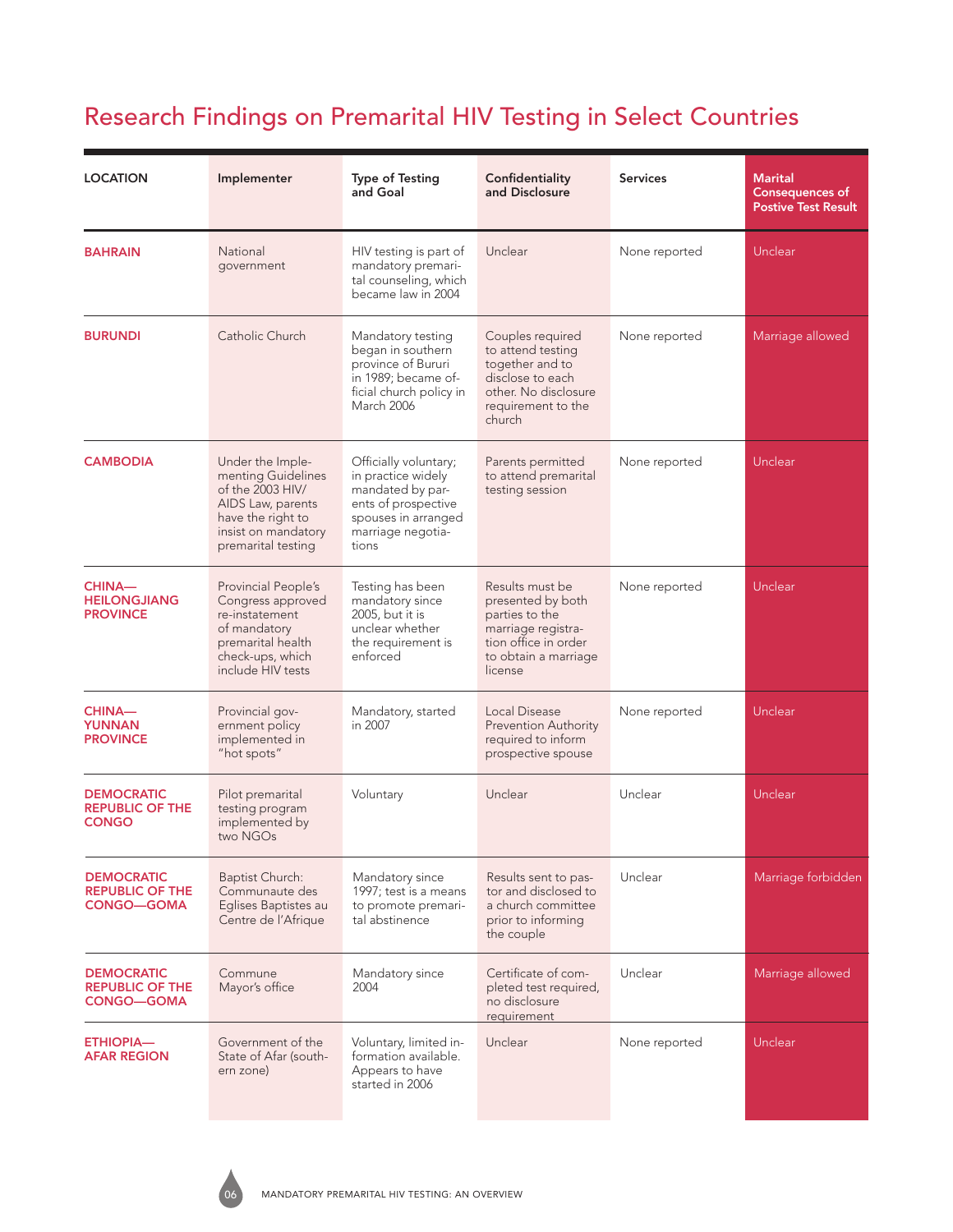# Research Findings on Premarital HIV Testing in Select Countries

| LOCATION | Implementer | Type of Testing and Goal | Confidentiality and Disclosure | Services | Marital Consequences of Postive Test Result |
|---|---|---|---|---|---|
| BAHRAIN | National government | HIV testing is part of mandatory premarital counseling, which became law in 2004 | Unclear | None reported | Unclear |
| BURUNDI | Catholic Church | Mandatory testing began in southern province of Bururi in 1989; became official church policy in March 2006 | Couples required to attend testing together and to disclose to each other. No disclosure requirement to the church | None reported | Marriage allowed |
| CAMBODIA | Under the Implementing Guidelines of the 2003 HIV/AIDS Law, parents have the right to insist on mandatory premarital testing | Officially voluntary; in practice widely mandated by parents of prospective spouses in arranged marriage negotiations | Parents permitted to attend premarital testing session | None reported | Unclear |
| CHINA—HEILONGJIANG PROVINCE | Provincial People's Congress approved re-instatement of mandatory premarital health check-ups, which include HIV tests | Testing has been mandatory since 2005, but it is unclear whether the requirement is enforced | Results must be presented by both parties to the marriage registration office in order to obtain a marriage license | None reported | Unclear |
| CHINA—YUNNAN PROVINCE | Provincial government policy implemented in "hot spots" | Mandatory, started in 2007 | Local Disease Prevention Authority required to inform prospective spouse | None reported | Unclear |
| DEMOCRATIC REPUBLIC OF THE CONGO | Pilot premarital testing program implemented by two NGOs | Voluntary | Unclear | Unclear | Unclear |
| DEMOCRATIC REPUBLIC OF THE CONGO—GOMA | Baptist Church: Communaute des Eglises Baptistes au Centre de l'Afrique | Mandatory since 1997; test is a means to promote premarital abstinence | Results sent to pastor and disclosed to a church committee prior to informing the couple | Unclear | Marriage forbidden |
| DEMOCRATIC REPUBLIC OF THE CONGO—GOMA | Commune Mayor's office | Mandatory since 2004 | Certificate of completed test required, no disclosure requirement | Unclear | Marriage allowed |
| ETHIOPIA—AFAR REGION | Government of the State of Afar (southern zone) | Voluntary, limited information available. Appears to have started in 2006 | Unclear | None reported | Unclear |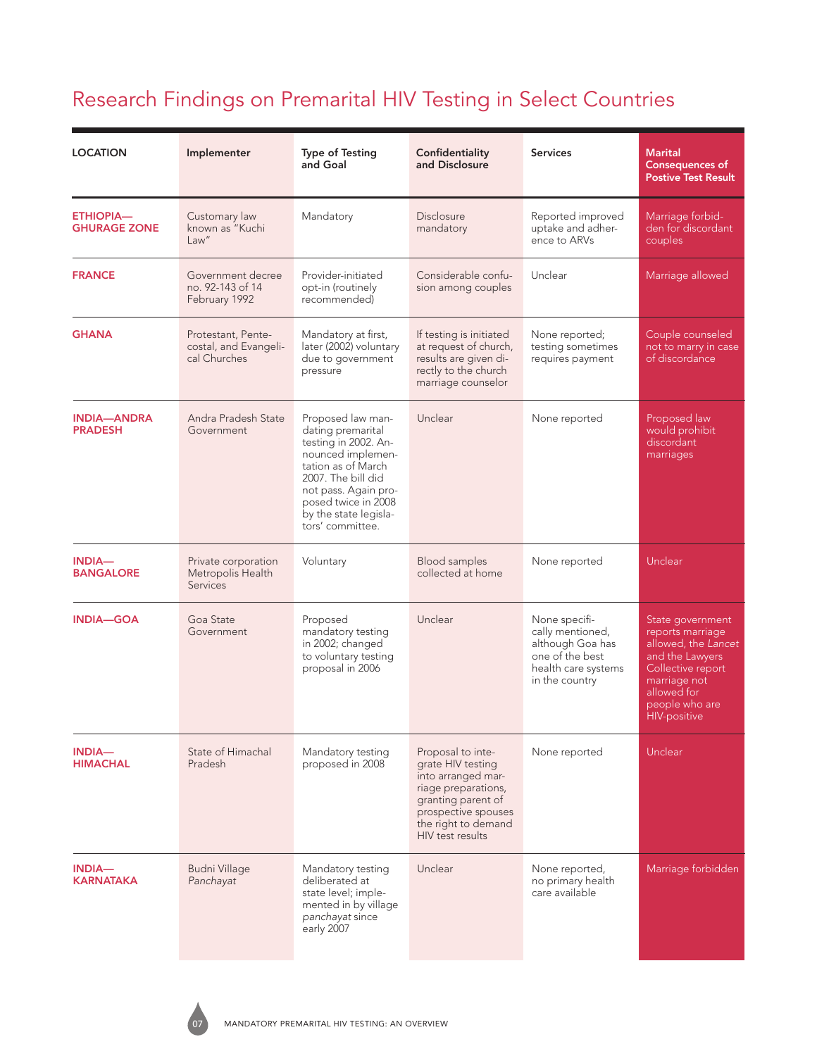# Research Findings on Premarital HIV Testing in Select Countries

| LOCATION | Implementer | Type of Testing and Goal | Confidentiality and Disclosure | Services | Marital Consequences of Postive Test Result |
|---|---|---|---|---|---|
| **ETHIOPIA—GHURAGE ZONE** | Customary law known as "Kuchi Law" | Mandatory | Disclosure mandatory | Reported improved uptake and adherence to ARVs | Marriage forbidden for discordant couples |
| **FRANCE** | Government decree no. 92-143 of 14 February 1992 | Provider-initiated opt-in (routinely recommended) | Considerable confusion among couples | Unclear | Marriage allowed |
| **GHANA** | Protestant, Pentecostal, and Evangelical Churches | Mandatory at first, later (2002) voluntary due to government pressure | If testing is initiated at request of church, results are given directly to the church marriage counselor | None reported; testing sometimes requires payment | Couple counseled not to marry in case of discordance |
| **INDIA—ANDRA PRADESH** | Andra Pradesh State Government | Proposed law mandating premarital testing in 2002. Announced implementation as of March 2007. The bill did not pass. Again proposed twice in 2008 by the state legislators' committee. | Unclear | None reported | Proposed law would prohibit discordant marriages |
| **INDIA—BANGALORE** | Private corporation Metropolis Health Services | Voluntary | Blood samples collected at home | None reported | Unclear |
| **INDIA—GOA** | Goa State Government | Proposed mandatory testing in 2002; changed to voluntary testing proposal in 2006 | Unclear | None specifically mentioned, although Goa has one of the best health care systems in the country | State government reports marriage allowed, the *Lancet* and the Lawyers Collective report marriage not allowed for people who are HIV-positive |
| **INDIA—HIMACHAL** | State of Himachal Pradesh | Mandatory testing proposed in 2008 | Proposal to integrate HIV testing into arranged marriage preparations, granting parent of prospective spouses the right to demand HIV test results | None reported | Unclear |
| **INDIA—KARNATAKA** | Budni Village *Panchayat* | Mandatory testing deliberated at state level; implemented in by village *panchayat* since early 2007 | Unclear | None reported, no primary health care available | Marriage forbidden |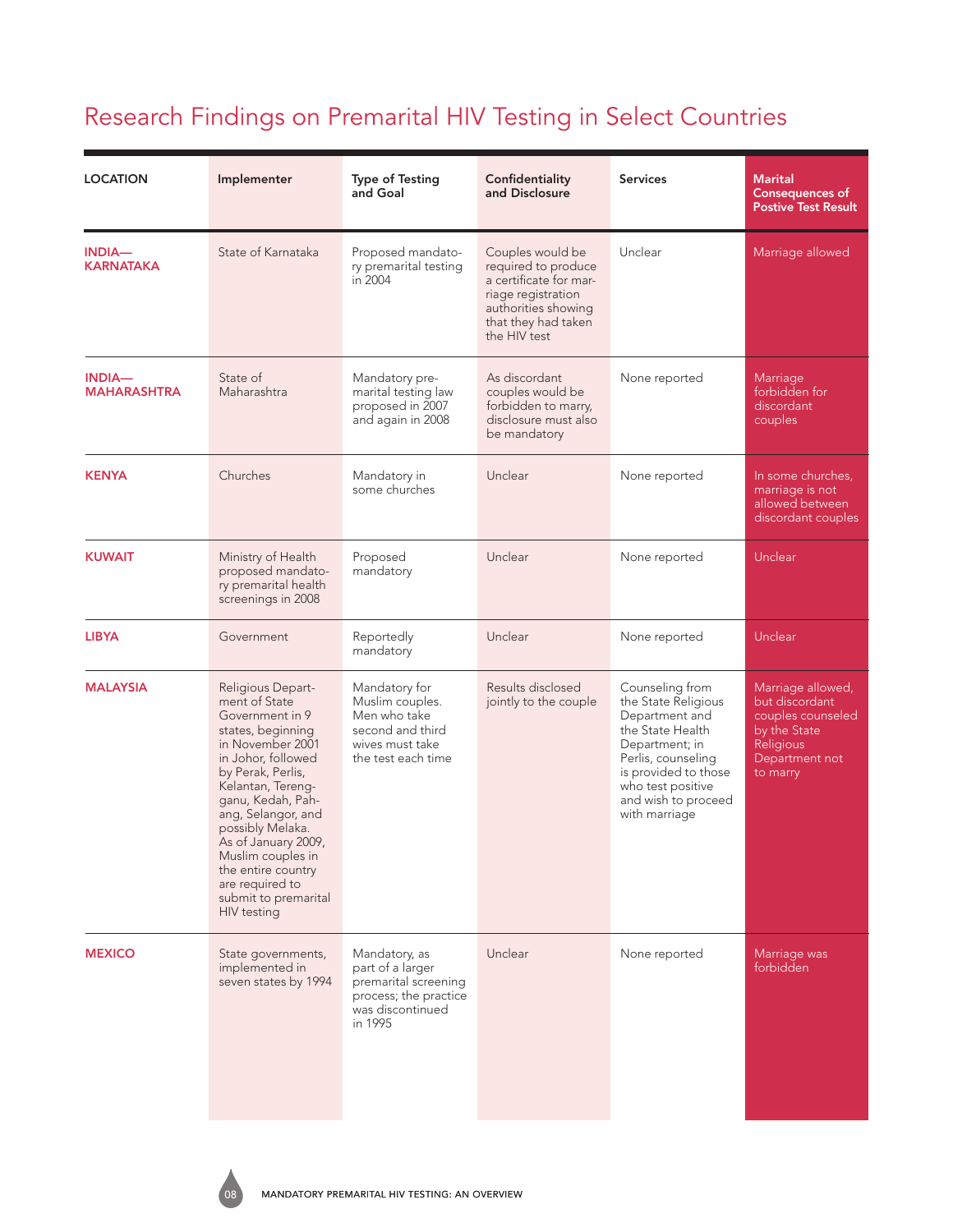# Research Findings on Premarital HIV Testing in Select Countries

| LOCATION | Implementer | Type of Testing and Goal | Confidentiality and Disclosure | Services | Marital Consequences of Postive Test Result |
|---|---|---|---|---|---|
| **INDIA—KARNATAKA** | State of Karnataka | Proposed mandatory premarital testing in 2004 | Couples would be required to produce a certificate for marriage registration authorities showing that they had taken the HIV test | Unclear | Marriage allowed |
| **INDIA—MAHARASHTRA** | State of Maharashtra | Mandatory premarital testing law proposed in 2007 and again in 2008 | As discordant couples would be forbidden to marry, disclosure must also be mandatory | None reported | Marriage forbidden for discordant couples |
| **KENYA** | Churches | Mandatory in some churches | Unclear | None reported | In some churches, marriage is not allowed between discordant couples |
| **KUWAIT** | Ministry of Health proposed mandatory premarital health screenings in 2008 | Proposed mandatory | Unclear | None reported | Unclear |
| **LIBYA** | Government | Reportedly mandatory | Unclear | None reported | Unclear |
| **MALAYSIA** | Religious Department of State Government in 9 states, beginning in November 2001 in Johor, followed by Perak, Perlis, Kelantan, Terengganu, Kedah, Pahang, Selangor, and possibly Melaka. As of January 2009, Muslim couples in the entire country are required to submit to premarital HIV testing | Mandatory for Muslim couples. Men who take second and third wives must take the test each time | Results disclosed jointly to the couple | Counseling from the State Religious Department and the State Health Department; in Perlis, counseling is provided to those who test positive and wish to proceed with marriage | Marriage allowed, but discordant couples counseled by the State Religious Department not to marry |
| **MEXICO** | State governments, implemented in seven states by 1994 | Mandatory, as part of a larger premarital screening process; the practice was discontinued in 1995 | Unclear | None reported | Marriage was forbidden |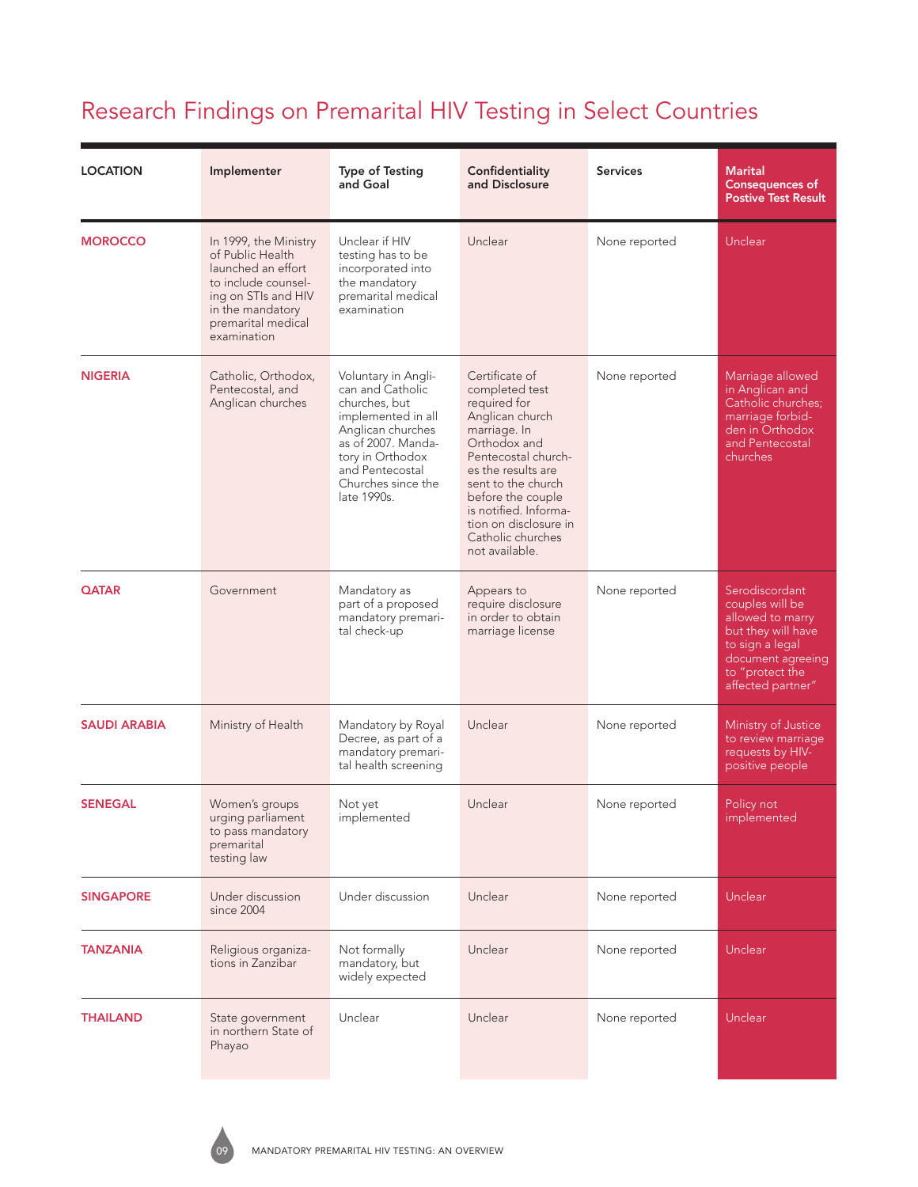# Research Findings on Premarital HIV Testing in Select Countries

| LOCATION | Implementer | Type of Testing and Goal | Confidentiality and Disclosure | Services | Marital Consequences of Postive Test Result |
|---|---|---|---|---|---|
| **MOROCCO** | In 1999, the Ministry of Public Health launched an effort to include counseling on STIs and HIV in the mandatory premarital medical examination | Unclear if HIV testing has to be incorporated into the mandatory premarital medical examination | Unclear | None reported | Unclear |
| **NIGERIA** | Catholic, Orthodox, Pentecostal, and Anglican churches | Voluntary in Anglican and Catholic churches, but implemented in all Anglican churches as of 2007. Mandatory in Orthodox and Pentecostal Churches since the late 1990s. | Certificate of completed test required for Anglican church marriage. In Orthodox and Pentecostal churches the results are sent to the church before the couple is notified. Information on disclosure in Catholic churches not available. | None reported | Marriage allowed in Anglican and Catholic churches; marriage forbidden in Orthodox and Pentecostal churches |
| **QATAR** | Government | Mandatory as part of a proposed mandatory premarital check-up | Appears to require disclosure in order to obtain marriage license | None reported | Serodiscordant couples will be allowed to marry but they will have to sign a legal document agreeing to "protect the affected partner" |
| **SAUDI ARABIA** | Ministry of Health | Mandatory by Royal Decree, as part of a mandatory premarital health screening | Unclear | None reported | Ministry of Justice to review marriage requests by HIV-positive people |
| **SENEGAL** | Women's groups urging parliament to pass mandatory premarital testing law | Not yet implemented | Unclear | None reported | Policy not implemented |
| **SINGAPORE** | Under discussion since 2004 | Under discussion | Unclear | None reported | Unclear |
| **TANZANIA** | Religious organizations in Zanzibar | Not formally mandatory, but widely expected | Unclear | None reported | Unclear |
| **THAILAND** | State government in northern State of Phayao | Unclear | Unclear | None reported | Unclear |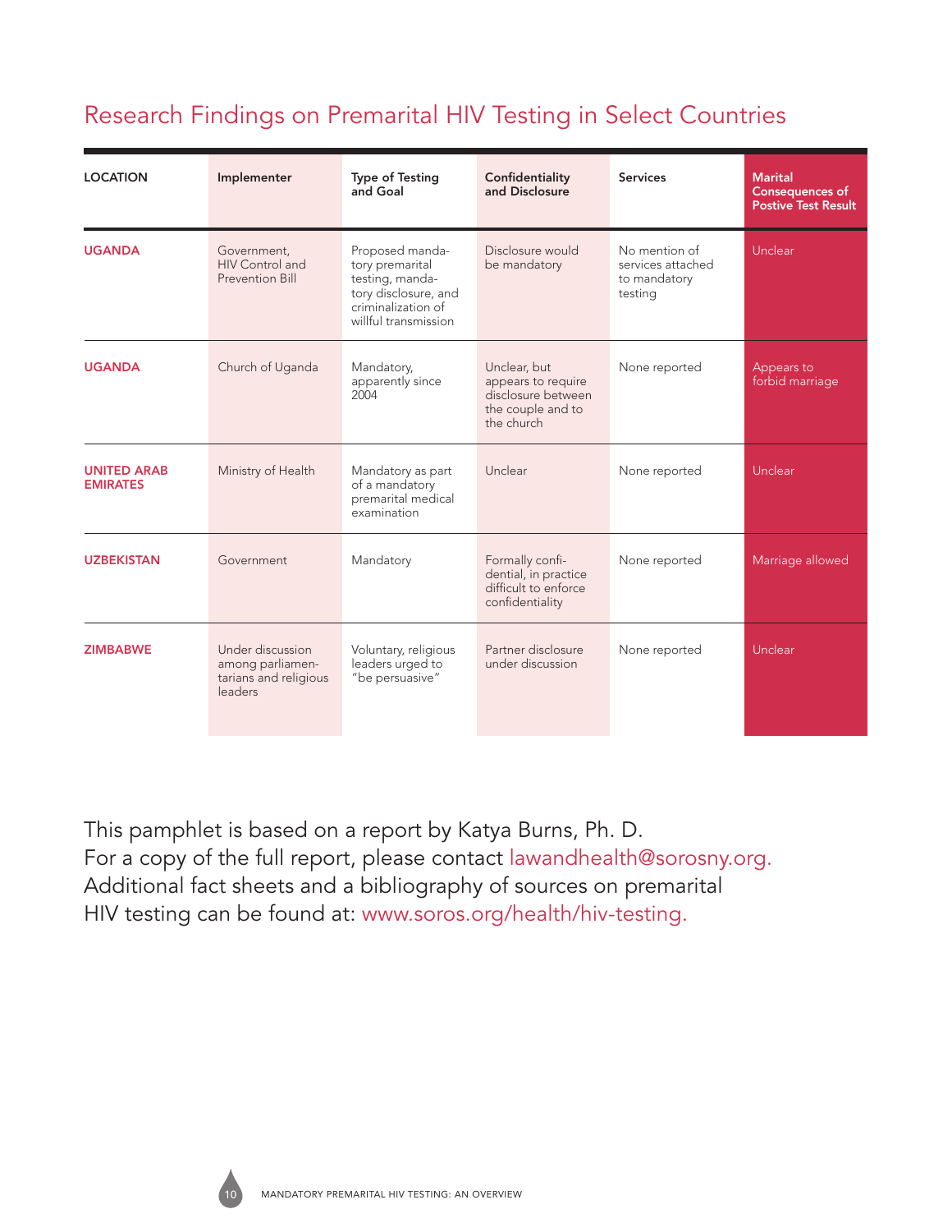## Research Findings on Premarital HIV Testing in Select Countries

| LOCATION | Implementer | Type of Testing and Goal | Confidentiality and Disclosure | Services | Marital Consequences of Postive Test Result |
|---|---|---|---|---|---|
| UGANDA | Government, HIV Control and Prevention Bill | Proposed mandatory premarital testing, mandatory disclosure, and criminalization of willful transmission | Disclosure would be mandatory | No mention of services attached to mandatory testing | Unclear |
| UGANDA | Church of Uganda | Mandatory, apparently since 2004 | Unclear, but appears to require disclosure between the couple and to the church | None reported | Appears to forbid marriage |
| UNITED ARAB EMIRATES | Ministry of Health | Mandatory as part of a mandatory premarital medical examination | Unclear | None reported | Unclear |
| UZBEKISTAN | Government | Mandatory | Formally confidential, in practice difficult to enforce confidentiality | None reported | Marriage allowed |
| ZIMBABWE | Under discussion among parliamentarians and religious leaders | Voluntary, religious leaders urged to "be persuasive" | Partner disclosure under discussion | None reported | Unclear |

This pamphlet is based on a report by Katya Burns, Ph. D.
For a copy of the full report, please contact lawandhealth@sorosny.org.
Additional fact sheets and a bibliography of sources on premarital HIV testing can be found at: www.soros.org/health/hiv-testing.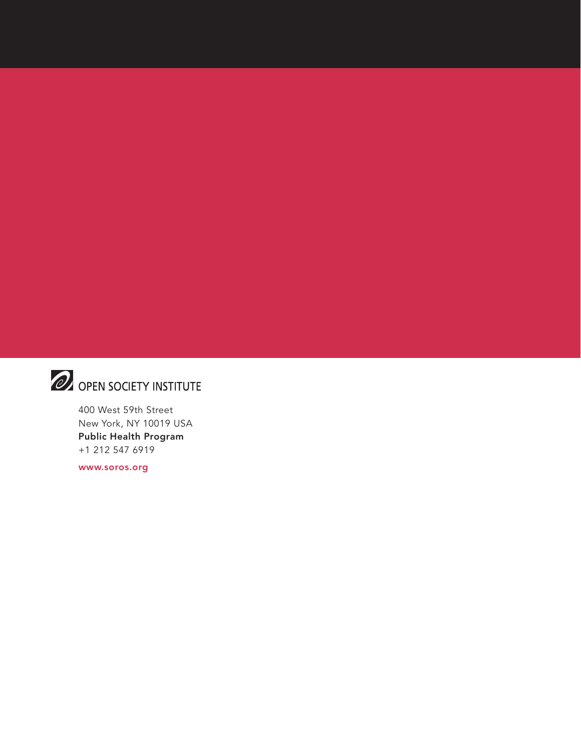OPEN SOCIETY INSTITUTE

400 West 59th Street
New York, NY 10019 USA
**Public Health Program**
+1 212 547 6919

www.soros.org